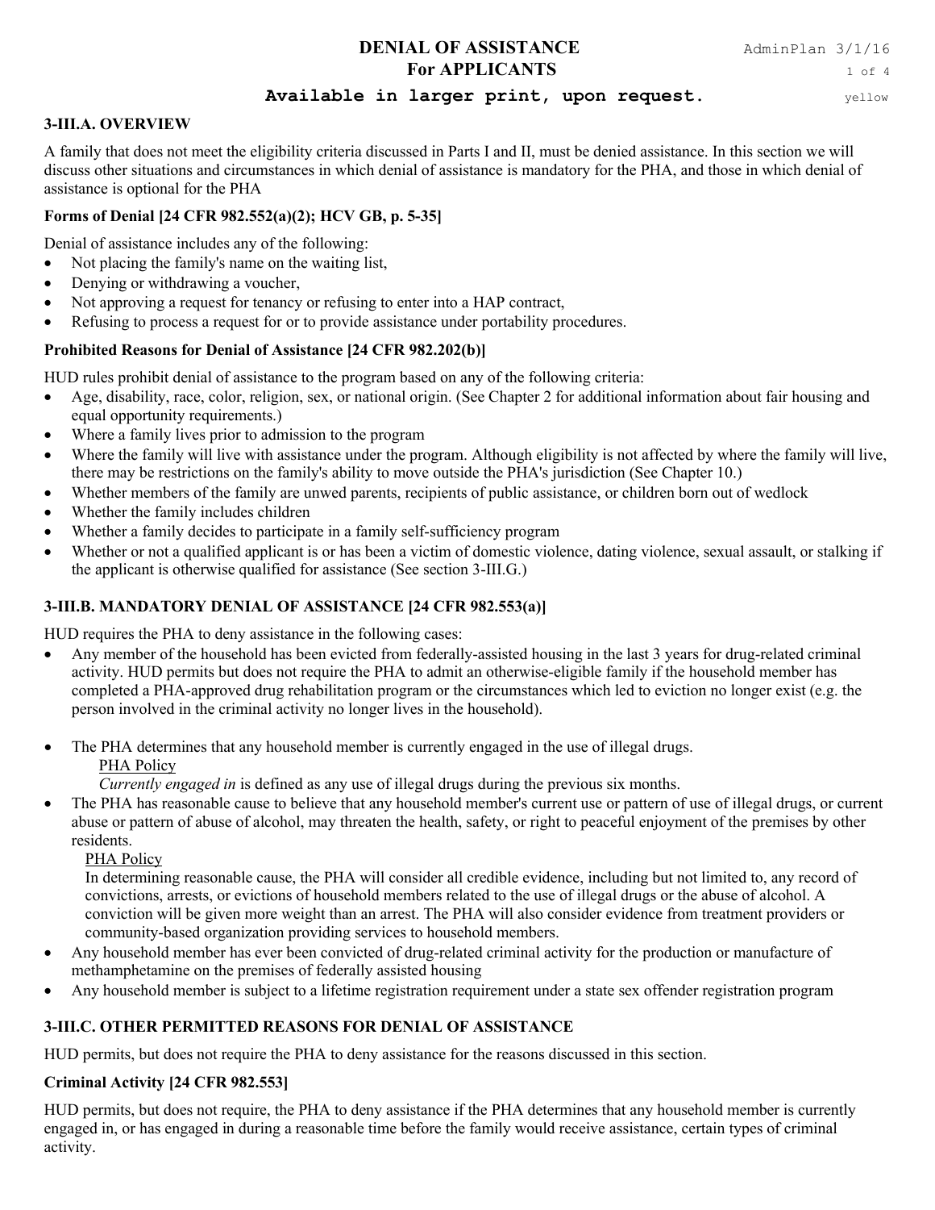# DENIAL OF ASSISTANCE
# For APPLICANTS

**Available in larger print, upon request.**

### 3-III.A. OVERVIEW

A family that does not meet the eligibility criteria discussed in Parts I and II, must be denied assistance. In this section we will discuss other situations and circumstances in which denial of assistance is mandatory for the PHA, and those in which denial of assistance is optional for the PHA

**Forms of Denial [24 CFR 982.552(a)(2); HCV GB, p. 5-35]**

Denial of assistance includes any of the following:

- Not placing the family's name on the waiting list,
- Denying or withdrawing a voucher,
- Not approving a request for tenancy or refusing to enter into a HAP contract,
- Refusing to process a request for or to provide assistance under portability procedures.

**Prohibited Reasons for Denial of Assistance [24 CFR 982.202(b)]**

HUD rules prohibit denial of assistance to the program based on any of the following criteria:

- Age, disability, race, color, religion, sex, or national origin. (See Chapter 2 for additional information about fair housing and equal opportunity requirements.)
- Where a family lives prior to admission to the program
- Where the family will live with assistance under the program. Although eligibility is not affected by where the family will live, there may be restrictions on the family's ability to move outside the PHA's jurisdiction (See Chapter 10.)
- Whether members of the family are unwed parents, recipients of public assistance, or children born out of wedlock
- Whether the family includes children
- Whether a family decides to participate in a family self-sufficiency program
- Whether or not a qualified applicant is or has been a victim of domestic violence, dating violence, sexual assault, or stalking if the applicant is otherwise qualified for assistance (See section 3-III.G.)

### 3-III.B. MANDATORY DENIAL OF ASSISTANCE [24 CFR 982.553(a)]

HUD requires the PHA to deny assistance in the following cases:

- Any member of the household has been evicted from federally-assisted housing in the last 3 years for drug-related criminal activity. HUD permits but does not require the PHA to admit an otherwise-eligible family if the household member has completed a PHA-approved drug rehabilitation program or the circumstances which led to eviction no longer exist (e.g. the person involved in the criminal activity no longer lives in the household).
- The PHA determines that any household member is currently engaged in the use of illegal drugs.

  PHA Policy

  *Currently engaged in* is defined as any use of illegal drugs during the previous six months.
- The PHA has reasonable cause to believe that any household member's current use or pattern of use of illegal drugs, or current abuse or pattern of abuse of alcohol, may threaten the health, safety, or right to peaceful enjoyment of the premises by other residents.

  PHA Policy

  In determining reasonable cause, the PHA will consider all credible evidence, including but not limited to, any record of convictions, arrests, or evictions of household members related to the use of illegal drugs or the abuse of alcohol. A conviction will be given more weight than an arrest. The PHA will also consider evidence from treatment providers or community-based organization providing services to household members.
- Any household member has ever been convicted of drug-related criminal activity for the production or manufacture of methamphetamine on the premises of federally assisted housing
- Any household member is subject to a lifetime registration requirement under a state sex offender registration program

### 3-III.C. OTHER PERMITTED REASONS FOR DENIAL OF ASSISTANCE

HUD permits, but does not require the PHA to deny assistance for the reasons discussed in this section.

**Criminal Activity [24 CFR 982.553]**

HUD permits, but does not require, the PHA to deny assistance if the PHA determines that any household member is currently engaged in, or has engaged in during a reasonable time before the family would receive assistance, certain types of criminal activity.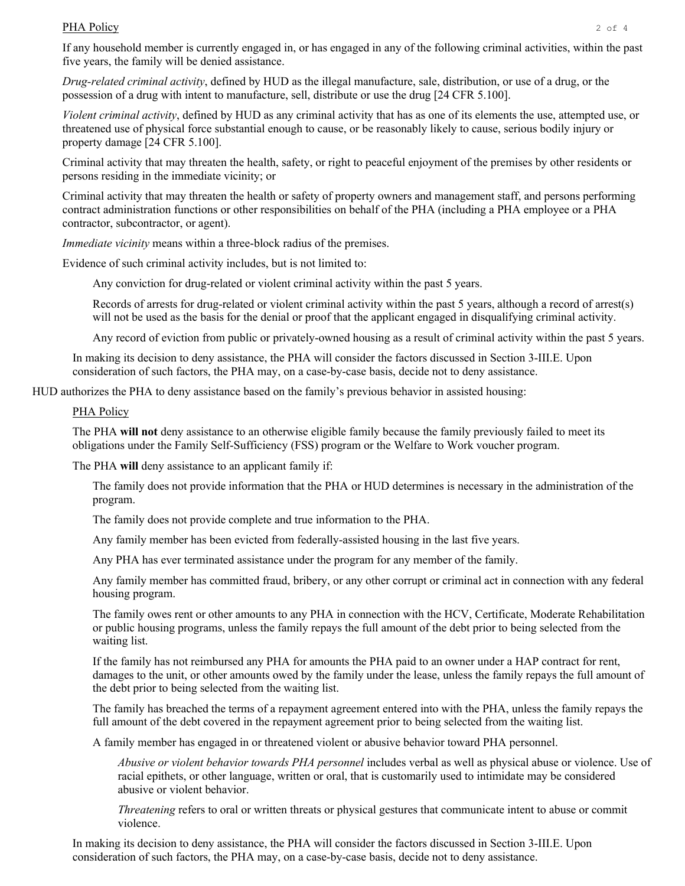PHA Policy

If any household member is currently engaged in, or has engaged in any of the following criminal activities, within the past five years, the family will be denied assistance.

*Drug-related criminal activity*, defined by HUD as the illegal manufacture, sale, distribution, or use of a drug, or the possession of a drug with intent to manufacture, sell, distribute or use the drug [24 CFR 5.100].

*Violent criminal activity*, defined by HUD as any criminal activity that has as one of its elements the use, attempted use, or threatened use of physical force substantial enough to cause, or be reasonably likely to cause, serious bodily injury or property damage [24 CFR 5.100].

Criminal activity that may threaten the health, safety, or right to peaceful enjoyment of the premises by other residents or persons residing in the immediate vicinity; or

Criminal activity that may threaten the health or safety of property owners and management staff, and persons performing contract administration functions or other responsibilities on behalf of the PHA (including a PHA employee or a PHA contractor, subcontractor, or agent).

*Immediate vicinity* means within a three-block radius of the premises.

Evidence of such criminal activity includes, but is not limited to:

Any conviction for drug-related or violent criminal activity within the past 5 years.

Records of arrests for drug-related or violent criminal activity within the past 5 years, although a record of arrest(s) will not be used as the basis for the denial or proof that the applicant engaged in disqualifying criminal activity.

Any record of eviction from public or privately-owned housing as a result of criminal activity within the past 5 years.

In making its decision to deny assistance, the PHA will consider the factors discussed in Section 3-III.E. Upon consideration of such factors, the PHA may, on a case-by-case basis, decide not to deny assistance.

HUD authorizes the PHA to deny assistance based on the family's previous behavior in assisted housing:

PHA Policy

The PHA **will not** deny assistance to an otherwise eligible family because the family previously failed to meet its obligations under the Family Self-Sufficiency (FSS) program or the Welfare to Work voucher program.

The PHA **will** deny assistance to an applicant family if:

The family does not provide information that the PHA or HUD determines is necessary in the administration of the program.

The family does not provide complete and true information to the PHA.

Any family member has been evicted from federally-assisted housing in the last five years.

Any PHA has ever terminated assistance under the program for any member of the family.

Any family member has committed fraud, bribery, or any other corrupt or criminal act in connection with any federal housing program.

The family owes rent or other amounts to any PHA in connection with the HCV, Certificate, Moderate Rehabilitation or public housing programs, unless the family repays the full amount of the debt prior to being selected from the waiting list.

If the family has not reimbursed any PHA for amounts the PHA paid to an owner under a HAP contract for rent, damages to the unit, or other amounts owed by the family under the lease, unless the family repays the full amount of the debt prior to being selected from the waiting list.

The family has breached the terms of a repayment agreement entered into with the PHA, unless the family repays the full amount of the debt covered in the repayment agreement prior to being selected from the waiting list.

A family member has engaged in or threatened violent or abusive behavior toward PHA personnel.

*Abusive or violent behavior towards PHA personnel* includes verbal as well as physical abuse or violence. Use of racial epithets, or other language, written or oral, that is customarily used to intimidate may be considered abusive or violent behavior.

*Threatening* refers to oral or written threats or physical gestures that communicate intent to abuse or commit violence.

In making its decision to deny assistance, the PHA will consider the factors discussed in Section 3-III.E. Upon consideration of such factors, the PHA may, on a case-by-case basis, decide not to deny assistance.